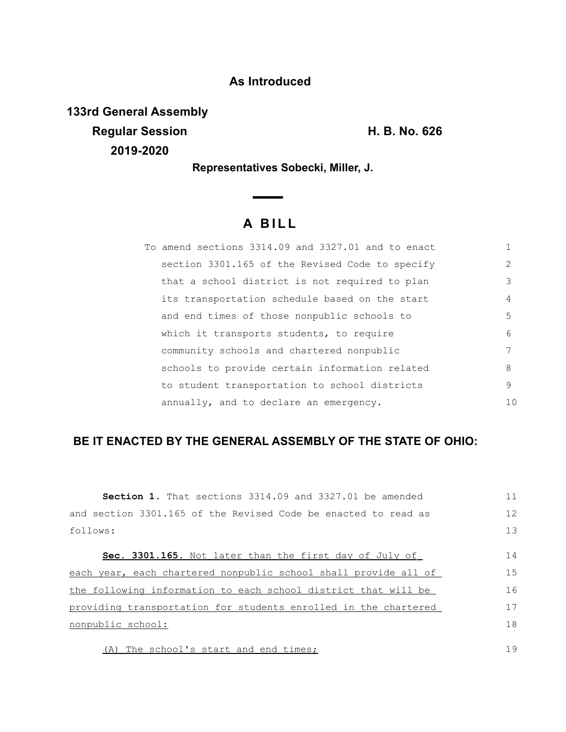**As Introduced**

**133rd General Assembly**
**Regular Session** **H. B. No. 626**
**2019-2020**

**Representatives Sobecki, Miller, J.**

# A BILL

To amend sections 3314.09 and 3327.01 and to enact section 3301.165 of the Revised Code to specify that a school district is not required to plan its transportation schedule based on the start and end times of those nonpublic schools to which it transports students, to require community schools and chartered nonpublic schools to provide certain information related to student transportation to school districts annually, and to declare an emergency.

**BE IT ENACTED BY THE GENERAL ASSEMBLY OF THE STATE OF OHIO:**

**Section 1.** That sections 3314.09 and 3327.01 be amended and section 3301.165 of the Revised Code be enacted to read as follows:

**Sec. 3301.165.** Not later than the first day of July of each year, each chartered nonpublic school shall provide all of the following information to each school district that will be providing transportation for students enrolled in the chartered nonpublic school:

(A) The school's start and end times;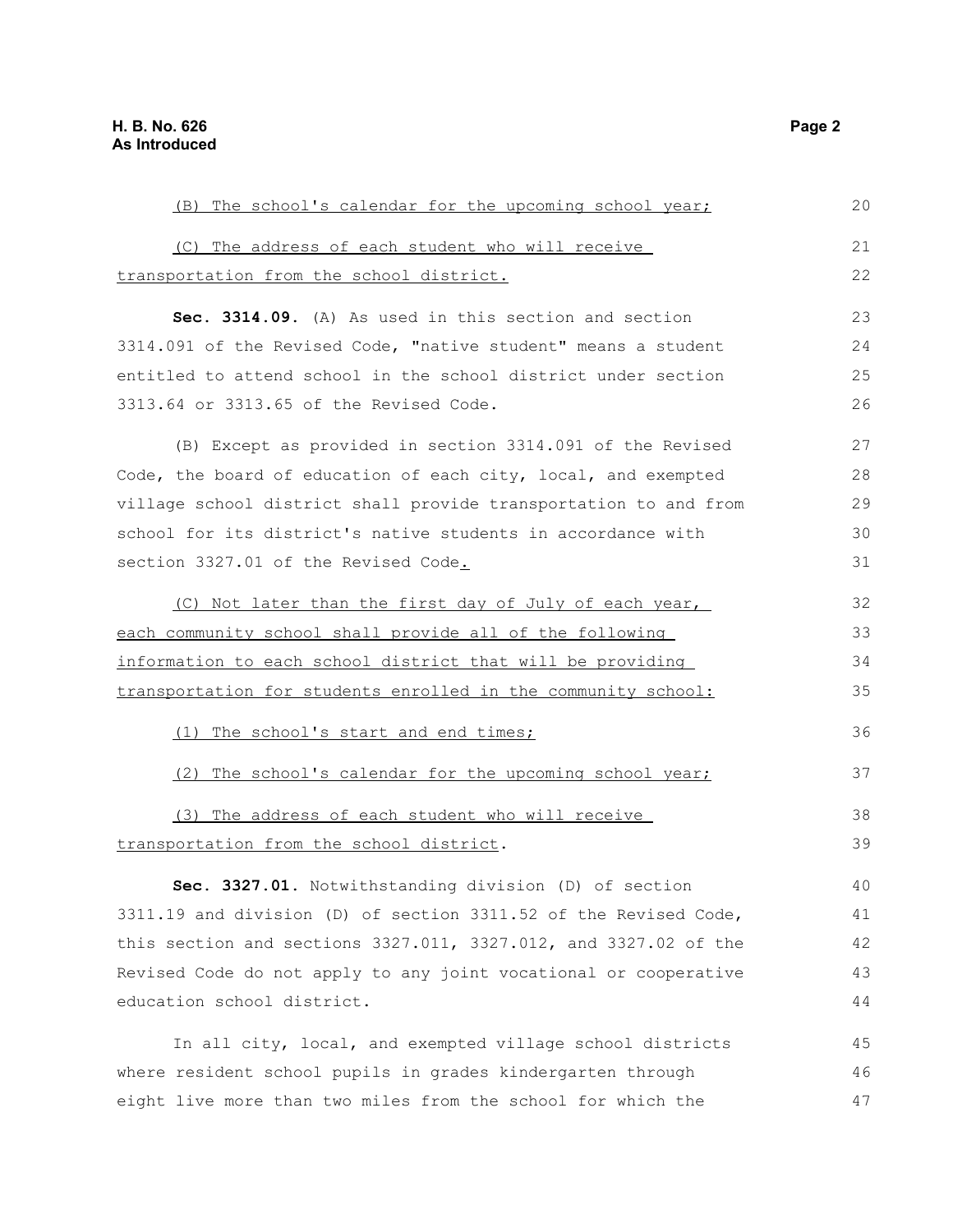(B) The school's calendar for the upcoming school year;

(C) The address of each student who will receive transportation from the school district.

**Sec. 3314.09.** (A) As used in this section and section 3314.091 of the Revised Code, "native student" means a student entitled to attend school in the school district under section 3313.64 or 3313.65 of the Revised Code.

(B) Except as provided in section 3314.091 of the Revised Code, the board of education of each city, local, and exempted village school district shall provide transportation to and from school for its district's native students in accordance with section 3327.01 of the Revised Code.

(C) Not later than the first day of July of each year, each community school shall provide all of the following information to each school district that will be providing transportation for students enrolled in the community school:

(1) The school's start and end times;

(2) The school's calendar for the upcoming school year;

(3) The address of each student who will receive transportation from the school district.

**Sec. 3327.01.** Notwithstanding division (D) of section 3311.19 and division (D) of section 3311.52 of the Revised Code, this section and sections 3327.011, 3327.012, and 3327.02 of the Revised Code do not apply to any joint vocational or cooperative education school district.

In all city, local, and exempted village school districts where resident school pupils in grades kindergarten through eight live more than two miles from the school for which the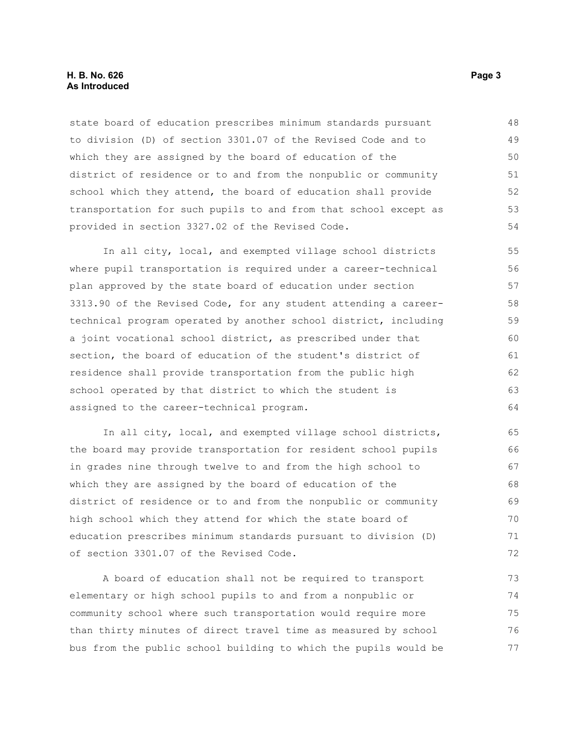state board of education prescribes minimum standards pursuant to division (D) of section 3301.07 of the Revised Code and to which they are assigned by the board of education of the district of residence or to and from the nonpublic or community school which they attend, the board of education shall provide transportation for such pupils to and from that school except as provided in section 3327.02 of the Revised Code.

In all city, local, and exempted village school districts where pupil transportation is required under a career-technical plan approved by the state board of education under section 3313.90 of the Revised Code, for any student attending a career-technical program operated by another school district, including a joint vocational school district, as prescribed under that section, the board of education of the student's district of residence shall provide transportation from the public high school operated by that district to which the student is assigned to the career-technical program.

In all city, local, and exempted village school districts, the board may provide transportation for resident school pupils in grades nine through twelve to and from the high school to which they are assigned by the board of education of the district of residence or to and from the nonpublic or community high school which they attend for which the state board of education prescribes minimum standards pursuant to division (D) of section 3301.07 of the Revised Code.

A board of education shall not be required to transport elementary or high school pupils to and from a nonpublic or community school where such transportation would require more than thirty minutes of direct travel time as measured by school bus from the public school building to which the pupils would be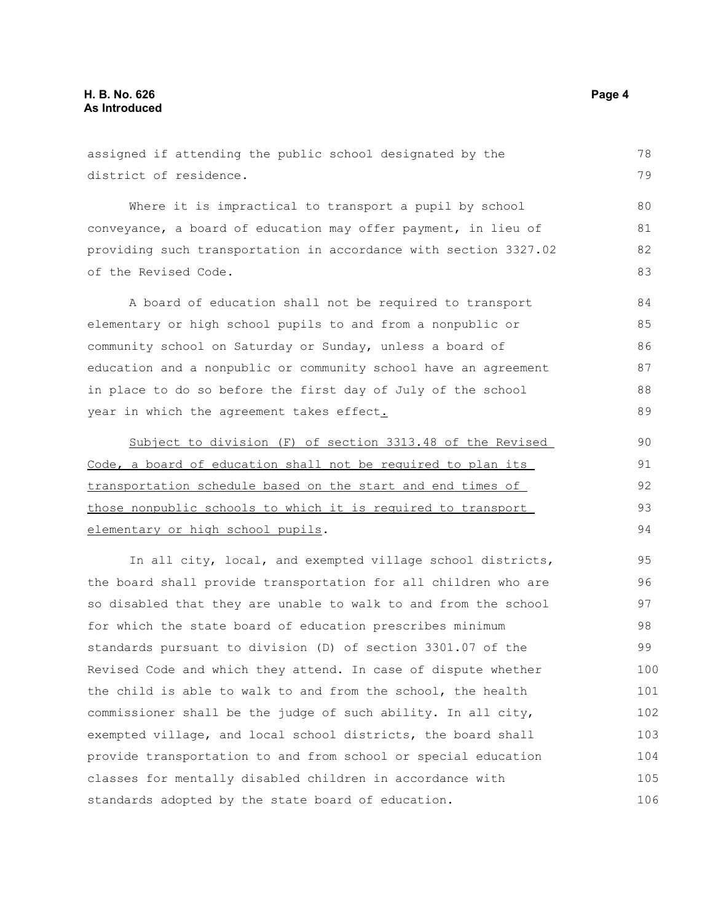assigned if attending the public school designated by the district of residence.

Where it is impractical to transport a pupil by school conveyance, a board of education may offer payment, in lieu of providing such transportation in accordance with section 3327.02 of the Revised Code.

A board of education shall not be required to transport elementary or high school pupils to and from a nonpublic or community school on Saturday or Sunday, unless a board of education and a nonpublic or community school have an agreement in place to do so before the first day of July of the school year in which the agreement takes effect<u>.</u>

<u>Subject to division (F) of section 3313.48 of the Revised Code, a board of education shall not be required to plan its transportation schedule based on the start and end times of those nonpublic schools to which it is required to transport elementary or high school pupils</u>.

In all city, local, and exempted village school districts, the board shall provide transportation for all children who are so disabled that they are unable to walk to and from the school for which the state board of education prescribes minimum standards pursuant to division (D) of section 3301.07 of the Revised Code and which they attend. In case of dispute whether the child is able to walk to and from the school, the health commissioner shall be the judge of such ability. In all city, exempted village, and local school districts, the board shall provide transportation to and from school or special education classes for mentally disabled children in accordance with standards adopted by the state board of education.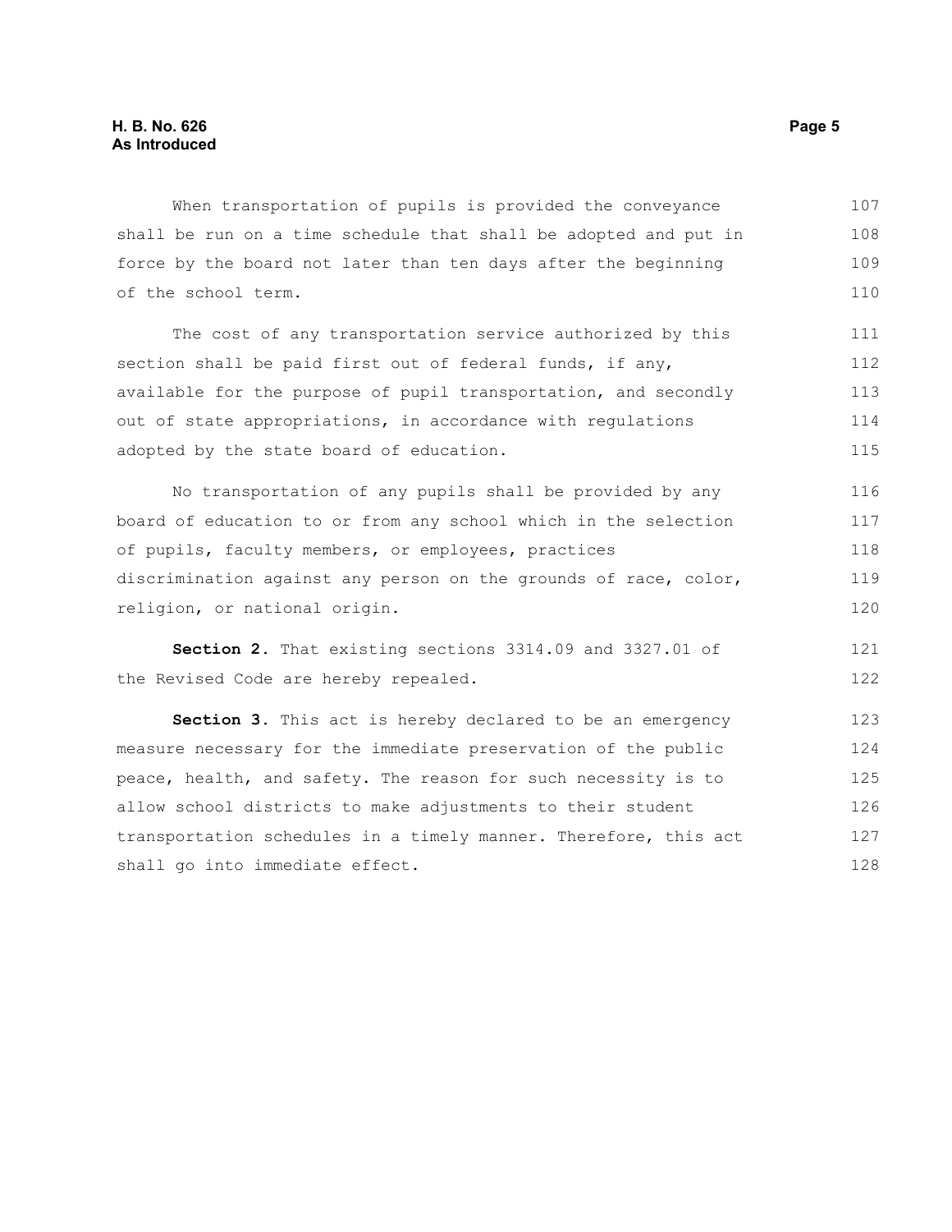When transportation of pupils is provided the conveyance shall be run on a time schedule that shall be adopted and put in force by the board not later than ten days after the beginning of the school term.

The cost of any transportation service authorized by this section shall be paid first out of federal funds, if any, available for the purpose of pupil transportation, and secondly out of state appropriations, in accordance with regulations adopted by the state board of education.

No transportation of any pupils shall be provided by any board of education to or from any school which in the selection of pupils, faculty members, or employees, practices discrimination against any person on the grounds of race, color, religion, or national origin.

**Section 2.** That existing sections 3314.09 and 3327.01 of the Revised Code are hereby repealed.

**Section 3.** This act is hereby declared to be an emergency measure necessary for the immediate preservation of the public peace, health, and safety. The reason for such necessity is to allow school districts to make adjustments to their student transportation schedules in a timely manner. Therefore, this act shall go into immediate effect.